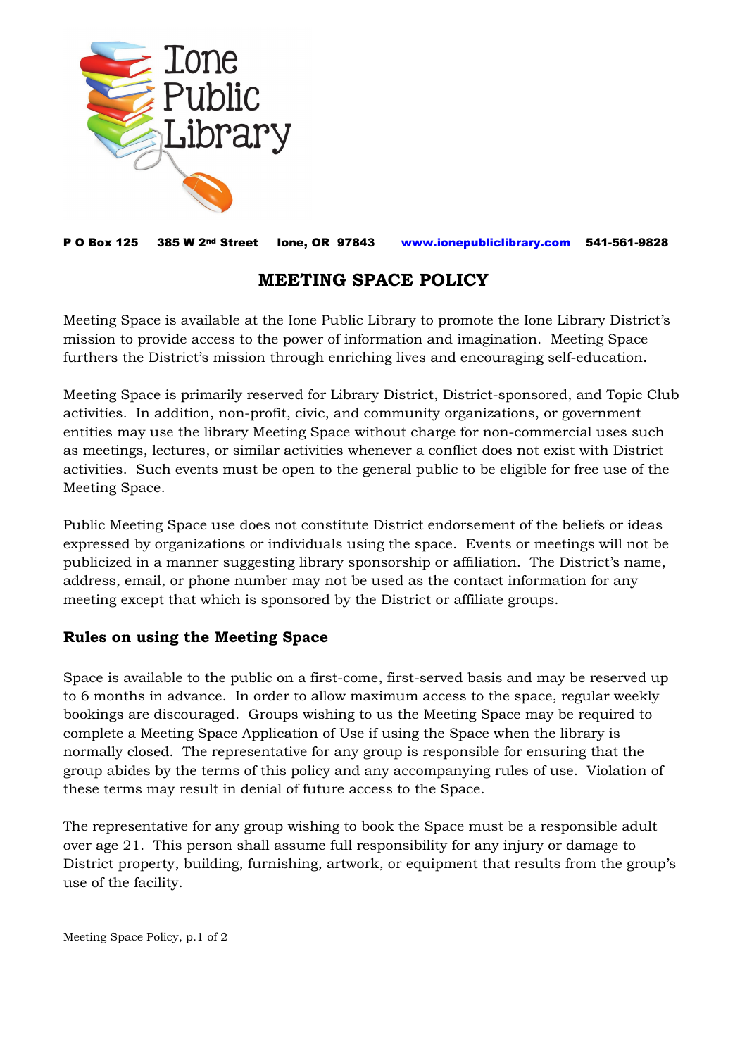Ione Public Library

**P O Box 125    385 W 2nd Street    Ione, OR 97843    www.ionepubliclibrary.com    541-561-9828**

# MEETING SPACE POLICY

Meeting Space is available at the Ione Public Library to promote the Ione Library District's mission to provide access to the power of information and imagination. Meeting Space furthers the District's mission through enriching lives and encouraging self-education.

Meeting Space is primarily reserved for Library District, District-sponsored, and Topic Club activities. In addition, non-profit, civic, and community organizations, or government entities may use the library Meeting Space without charge for non-commercial uses such as meetings, lectures, or similar activities whenever a conflict does not exist with District activities. Such events must be open to the general public to be eligible for free use of the Meeting Space.

Public Meeting Space use does not constitute District endorsement of the beliefs or ideas expressed by organizations or individuals using the space. Events or meetings will not be publicized in a manner suggesting library sponsorship or affiliation. The District's name, address, email, or phone number may not be used as the contact information for any meeting except that which is sponsored by the District or affiliate groups.

## Rules on using the Meeting Space

Space is available to the public on a first-come, first-served basis and may be reserved up to 6 months in advance. In order to allow maximum access to the space, regular weekly bookings are discouraged. Groups wishing to us the Meeting Space may be required to complete a Meeting Space Application of Use if using the Space when the library is normally closed. The representative for any group is responsible for ensuring that the group abides by the terms of this policy and any accompanying rules of use. Violation of these terms may result in denial of future access to the Space.

The representative for any group wishing to book the Space must be a responsible adult over age 21. This person shall assume full responsibility for any injury or damage to District property, building, furnishing, artwork, or equipment that results from the group's use of the facility.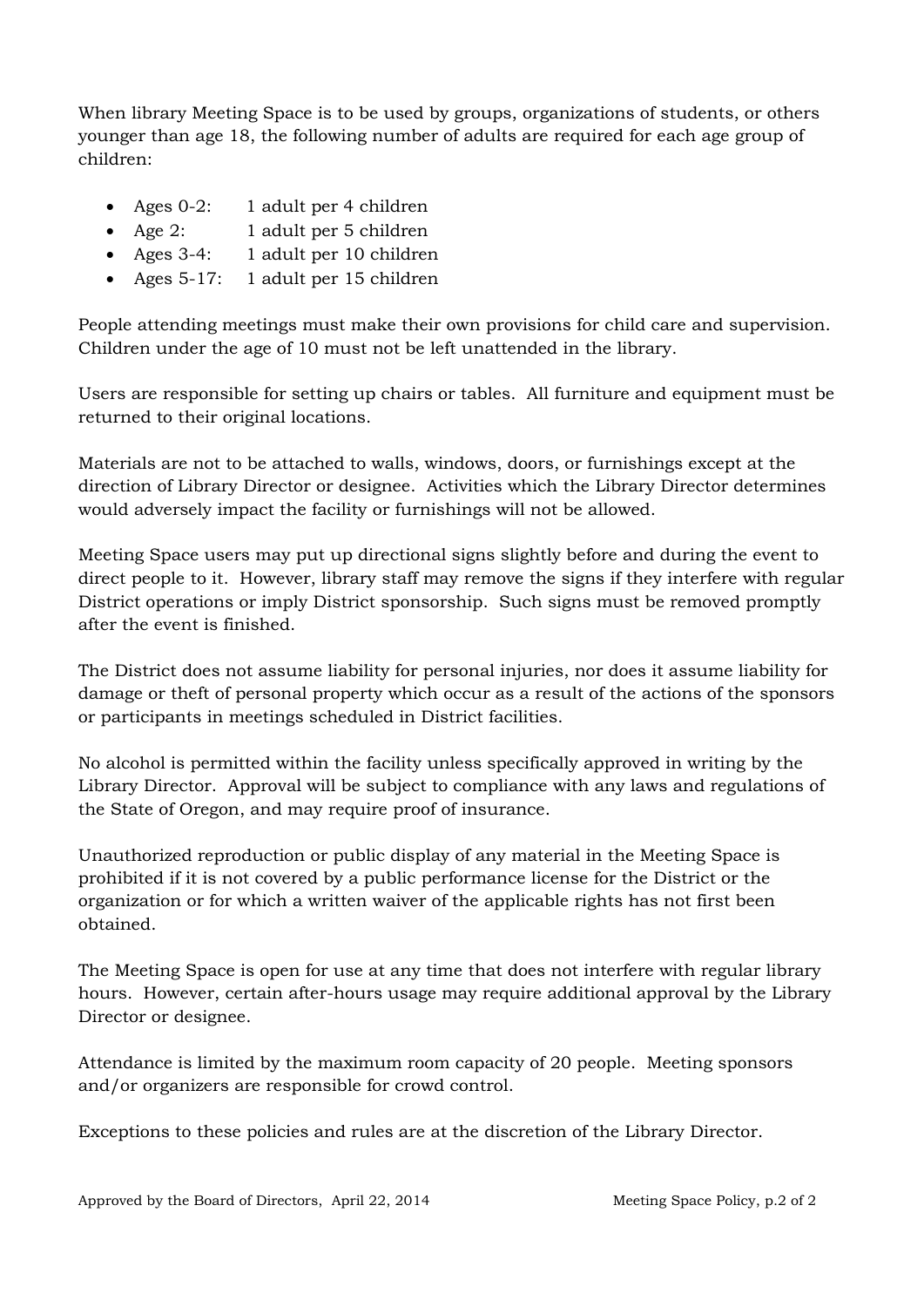When library Meeting Space is to be used by groups, organizations of students, or others younger than age 18, the following number of adults are required for each age group of children:

- Ages 0-2: 1 adult per 4 children
- Age 2: 1 adult per 5 children
- Ages 3-4: 1 adult per 10 children
- Ages 5-17: 1 adult per 15 children

People attending meetings must make their own provisions for child care and supervision. Children under the age of 10 must not be left unattended in the library.

Users are responsible for setting up chairs or tables. All furniture and equipment must be returned to their original locations.

Materials are not to be attached to walls, windows, doors, or furnishings except at the direction of Library Director or designee. Activities which the Library Director determines would adversely impact the facility or furnishings will not be allowed.

Meeting Space users may put up directional signs slightly before and during the event to direct people to it. However, library staff may remove the signs if they interfere with regular District operations or imply District sponsorship. Such signs must be removed promptly after the event is finished.

The District does not assume liability for personal injuries, nor does it assume liability for damage or theft of personal property which occur as a result of the actions of the sponsors or participants in meetings scheduled in District facilities.

No alcohol is permitted within the facility unless specifically approved in writing by the Library Director. Approval will be subject to compliance with any laws and regulations of the State of Oregon, and may require proof of insurance.

Unauthorized reproduction or public display of any material in the Meeting Space is prohibited if it is not covered by a public performance license for the District or the organization or for which a written waiver of the applicable rights has not first been obtained.

The Meeting Space is open for use at any time that does not interfere with regular library hours. However, certain after-hours usage may require additional approval by the Library Director or designee.

Attendance is limited by the maximum room capacity of 20 people. Meeting sponsors and/or organizers are responsible for crowd control.

Exceptions to these policies and rules are at the discretion of the Library Director.

Approved by the Board of Directors, April 22, 2014